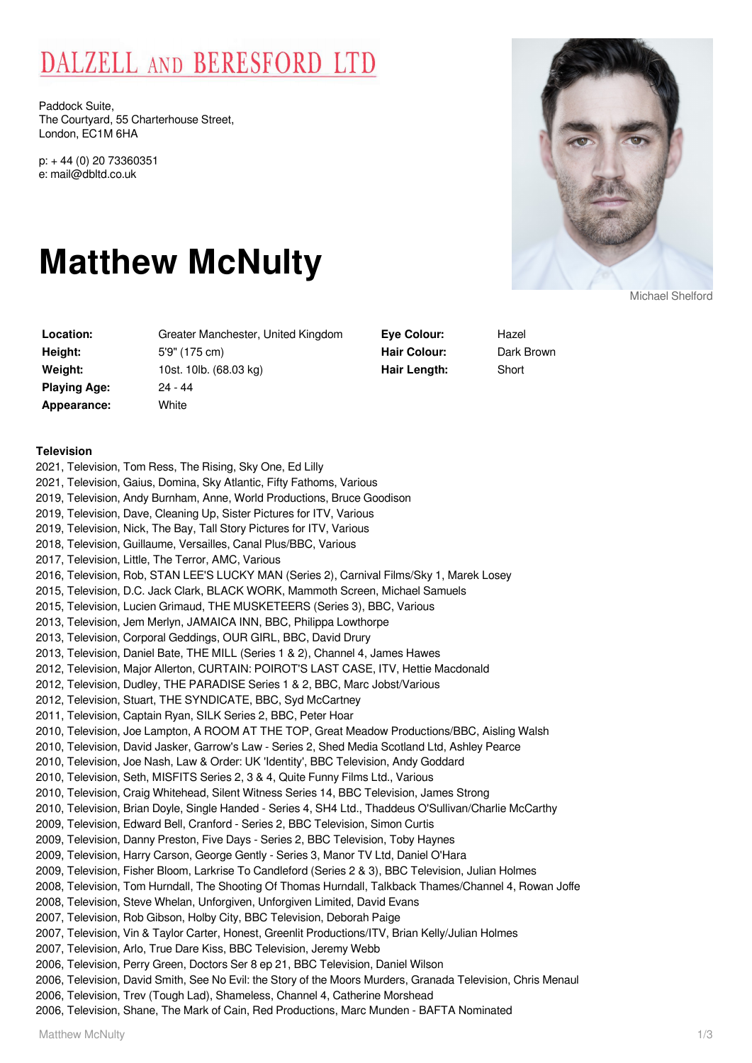# DALZELL AND BERESFORD LTD

Paddock Suite,
The Courtyard, 55 Charterhouse Street,
London, EC1M 6HA

p: + 44 (0) 20 73360351
e: mail@dbltd.co.uk

# Matthew McNulty

Michael Shelford

| | | | |
|---|---|---|---|
| **Location:** | Greater Manchester, United Kingdom | **Eye Colour:** | Hazel |
| **Height:** | 5'9" (175 cm) | **Hair Colour:** | Dark Brown |
| **Weight:** | 10st. 10lb. (68.03 kg) | **Hair Length:** | Short |
| **Playing Age:** | 24 - 44 | | |
| **Appearance:** | White | | |

**Television**

2021, Television, Tom Ress, The Rising, Sky One, Ed Lilly
2021, Television, Gaius, Domina, Sky Atlantic, Fifty Fathoms, Various
2019, Television, Andy Burnham, Anne, World Productions, Bruce Goodison
2019, Television, Dave, Cleaning Up, Sister Pictures for ITV, Various
2019, Television, Nick, The Bay, Tall Story Pictures for ITV, Various
2018, Television, Guillaume, Versailles, Canal Plus/BBC, Various
2017, Television, Little, The Terror, AMC, Various
2016, Television, Rob, STAN LEE'S LUCKY MAN (Series 2), Carnival Films/Sky 1, Marek Losey
2015, Television, D.C. Jack Clark, BLACK WORK, Mammoth Screen, Michael Samuels
2015, Television, Lucien Grimaud, THE MUSKETEERS (Series 3), BBC, Various
2013, Television, Jem Merlyn, JAMAICA INN, BBC, Philippa Lowthorpe
2013, Television, Corporal Geddings, OUR GIRL, BBC, David Drury
2013, Television, Daniel Bate, THE MILL (Series 1 & 2), Channel 4, James Hawes
2012, Television, Major Allerton, CURTAIN: POIROT'S LAST CASE, ITV, Hettie Macdonald
2012, Television, Dudley, THE PARADISE Series 1 & 2, BBC, Marc Jobst/Various
2012, Television, Stuart, THE SYNDICATE, BBC, Syd McCartney
2011, Television, Captain Ryan, SILK Series 2, BBC, Peter Hoar
2010, Television, Joe Lampton, A ROOM AT THE TOP, Great Meadow Productions/BBC, Aisling Walsh
2010, Television, David Jasker, Garrow's Law - Series 2, Shed Media Scotland Ltd, Ashley Pearce
2010, Television, Joe Nash, Law & Order: UK 'Identity', BBC Television, Andy Goddard
2010, Television, Seth, MISFITS Series 2, 3 & 4, Quite Funny Films Ltd., Various
2010, Television, Craig Whitehead, Silent Witness Series 14, BBC Television, James Strong
2010, Television, Brian Doyle, Single Handed - Series 4, SH4 Ltd., Thaddeus O'Sullivan/Charlie McCarthy
2009, Television, Edward Bell, Cranford - Series 2, BBC Television, Simon Curtis
2009, Television, Danny Preston, Five Days - Series 2, BBC Television, Toby Haynes
2009, Television, Harry Carson, George Gently - Series 3, Manor TV Ltd, Daniel O'Hara
2009, Television, Fisher Bloom, Larkrise To Candleford (Series 2 & 3), BBC Television, Julian Holmes
2008, Television, Tom Hurndall, The Shooting Of Thomas Hurndall, Talkback Thames/Channel 4, Rowan Joffe
2008, Television, Steve Whelan, Unforgiven, Unforgiven Limited, David Evans
2007, Television, Rob Gibson, Holby City, BBC Television, Deborah Paige
2007, Television, Vin & Taylor Carter, Honest, Greenlit Productions/ITV, Brian Kelly/Julian Holmes
2007, Television, Arlo, True Dare Kiss, BBC Television, Jeremy Webb
2006, Television, Perry Green, Doctors Ser 8 ep 21, BBC Television, Daniel Wilson
2006, Television, David Smith, See No Evil: the Story of the Moors Murders, Granada Television, Chris Menaul
2006, Television, Trev (Tough Lad), Shameless, Channel 4, Catherine Morshead
2006, Television, Shane, The Mark of Cain, Red Productions, Marc Munden - BAFTA Nominated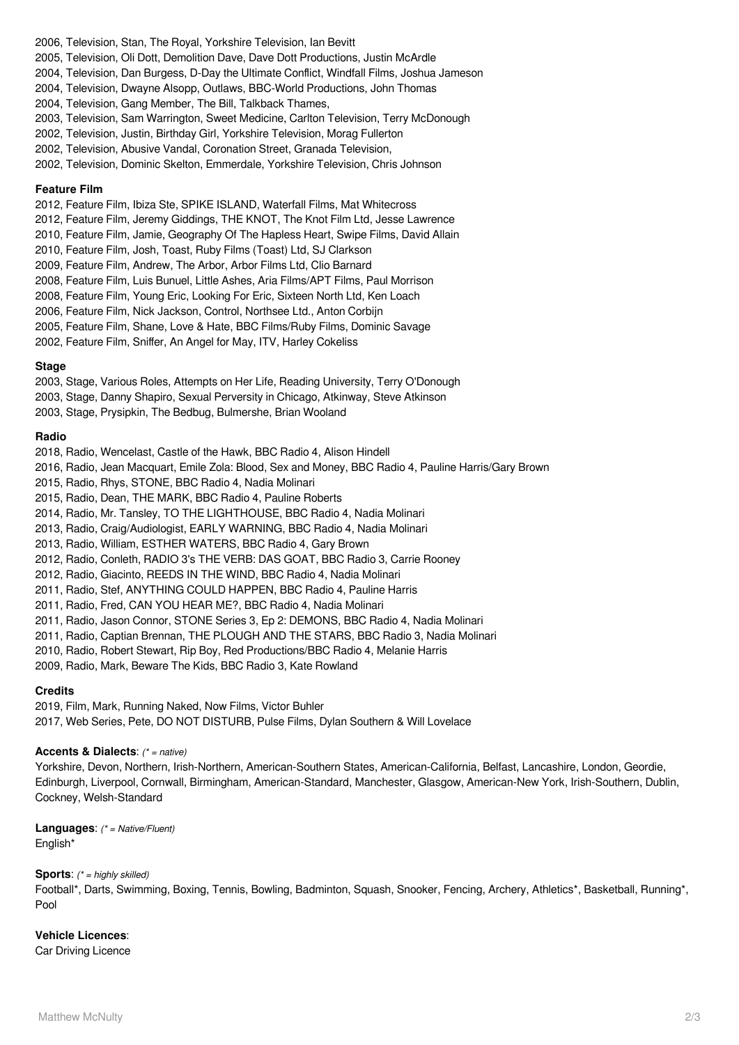2006, Television, Stan, The Royal, Yorkshire Television, Ian Bevitt
2005, Television, Oli Dott, Demolition Dave, Dave Dott Productions, Justin McArdle
2004, Television, Dan Burgess, D-Day the Ultimate Conflict, Windfall Films, Joshua Jameson
2004, Television, Dwayne Alsopp, Outlaws, BBC-World Productions, John Thomas
2004, Television, Gang Member, The Bill, Talkback Thames,
2003, Television, Sam Warrington, Sweet Medicine, Carlton Television, Terry McDonough
2002, Television, Justin, Birthday Girl, Yorkshire Television, Morag Fullerton
2002, Television, Abusive Vandal, Coronation Street, Granada Television,
2002, Television, Dominic Skelton, Emmerdale, Yorkshire Television, Chris Johnson

**Feature Film**

2012, Feature Film, Ibiza Ste, SPIKE ISLAND, Waterfall Films, Mat Whitecross
2012, Feature Film, Jeremy Giddings, THE KNOT, The Knot Film Ltd, Jesse Lawrence
2010, Feature Film, Jamie, Geography Of The Hapless Heart, Swipe Films, David Allain
2010, Feature Film, Josh, Toast, Ruby Films (Toast) Ltd, SJ Clarkson
2009, Feature Film, Andrew, The Arbor, Arbor Films Ltd, Clio Barnard
2008, Feature Film, Luis Bunuel, Little Ashes, Aria Films/APT Films, Paul Morrison
2008, Feature Film, Young Eric, Looking For Eric, Sixteen North Ltd, Ken Loach
2006, Feature Film, Nick Jackson, Control, Northsee Ltd., Anton Corbijn
2005, Feature Film, Shane, Love & Hate, BBC Films/Ruby Films, Dominic Savage
2002, Feature Film, Sniffer, An Angel for May, ITV, Harley Cokeliss

**Stage**

2003, Stage, Various Roles, Attempts on Her Life, Reading University, Terry O'Donough
2003, Stage, Danny Shapiro, Sexual Perversity in Chicago, Atkinway, Steve Atkinson
2003, Stage, Prysipkin, The Bedbug, Bulmershe, Brian Wooland

**Radio**

2018, Radio, Wencelast, Castle of the Hawk, BBC Radio 4, Alison Hindell
2016, Radio, Jean Macquart, Emile Zola: Blood, Sex and Money, BBC Radio 4, Pauline Harris/Gary Brown
2015, Radio, Rhys, STONE, BBC Radio 4, Nadia Molinari
2015, Radio, Dean, THE MARK, BBC Radio 4, Pauline Roberts
2014, Radio, Mr. Tansley, TO THE LIGHTHOUSE, BBC Radio 4, Nadia Molinari
2013, Radio, Craig/Audiologist, EARLY WARNING, BBC Radio 4, Nadia Molinari
2013, Radio, William, ESTHER WATERS, BBC Radio 4, Gary Brown
2012, Radio, Conleth, RADIO 3's THE VERB: DAS GOAT, BBC Radio 3, Carrie Rooney
2012, Radio, Giacinto, REEDS IN THE WIND, BBC Radio 4, Nadia Molinari
2011, Radio, Stef, ANYTHING COULD HAPPEN, BBC Radio 4, Pauline Harris
2011, Radio, Fred, CAN YOU HEAR ME?, BBC Radio 4, Nadia Molinari
2011, Radio, Jason Connor, STONE Series 3, Ep 2: DEMONS, BBC Radio 4, Nadia Molinari
2011, Radio, Captian Brennan, THE PLOUGH AND THE STARS, BBC Radio 3, Nadia Molinari
2010, Radio, Robert Stewart, Rip Boy, Red Productions/BBC Radio 4, Melanie Harris
2009, Radio, Mark, Beware The Kids, BBC Radio 3, Kate Rowland

**Credits**

2019, Film, Mark, Running Naked, Now Films, Victor Buhler
2017, Web Series, Pete, DO NOT DISTURB, Pulse Films, Dylan Southern & Will Lovelace

**Accents & Dialects**: *(* = native)*

Yorkshire, Devon, Northern, Irish-Northern, American-Southern States, American-California, Belfast, Lancashire, London, Geordie, Edinburgh, Liverpool, Cornwall, Birmingham, American-Standard, Manchester, Glasgow, American-New York, Irish-Southern, Dublin, Cockney, Welsh-Standard

**Languages**: *(* = Native/Fluent)*

English*

**Sports**: *(* = highly skilled)*

Football*, Darts, Swimming, Boxing, Tennis, Bowling, Badminton, Squash, Snooker, Fencing, Archery, Athletics*, Basketball, Running*, Pool

**Vehicle Licences**:

Car Driving Licence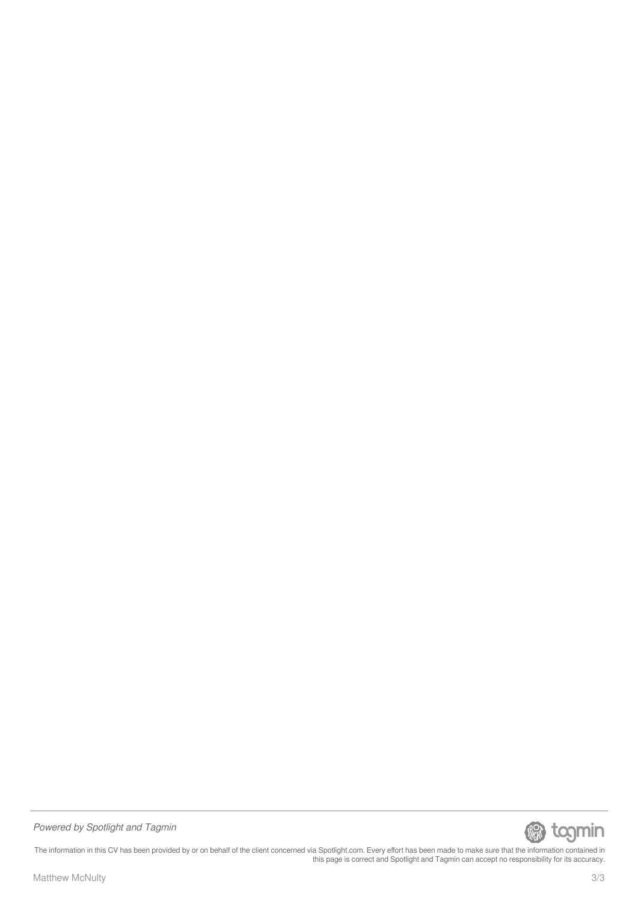*Powered by Spotlight and Tagmin*

The information in this CV has been provided by or on behalf of the client concerned via Spotlight.com. Every effort has been made to make sure that the information contained in this page is correct and Spotlight and Tagmin can accept no responsibility for its accuracy.